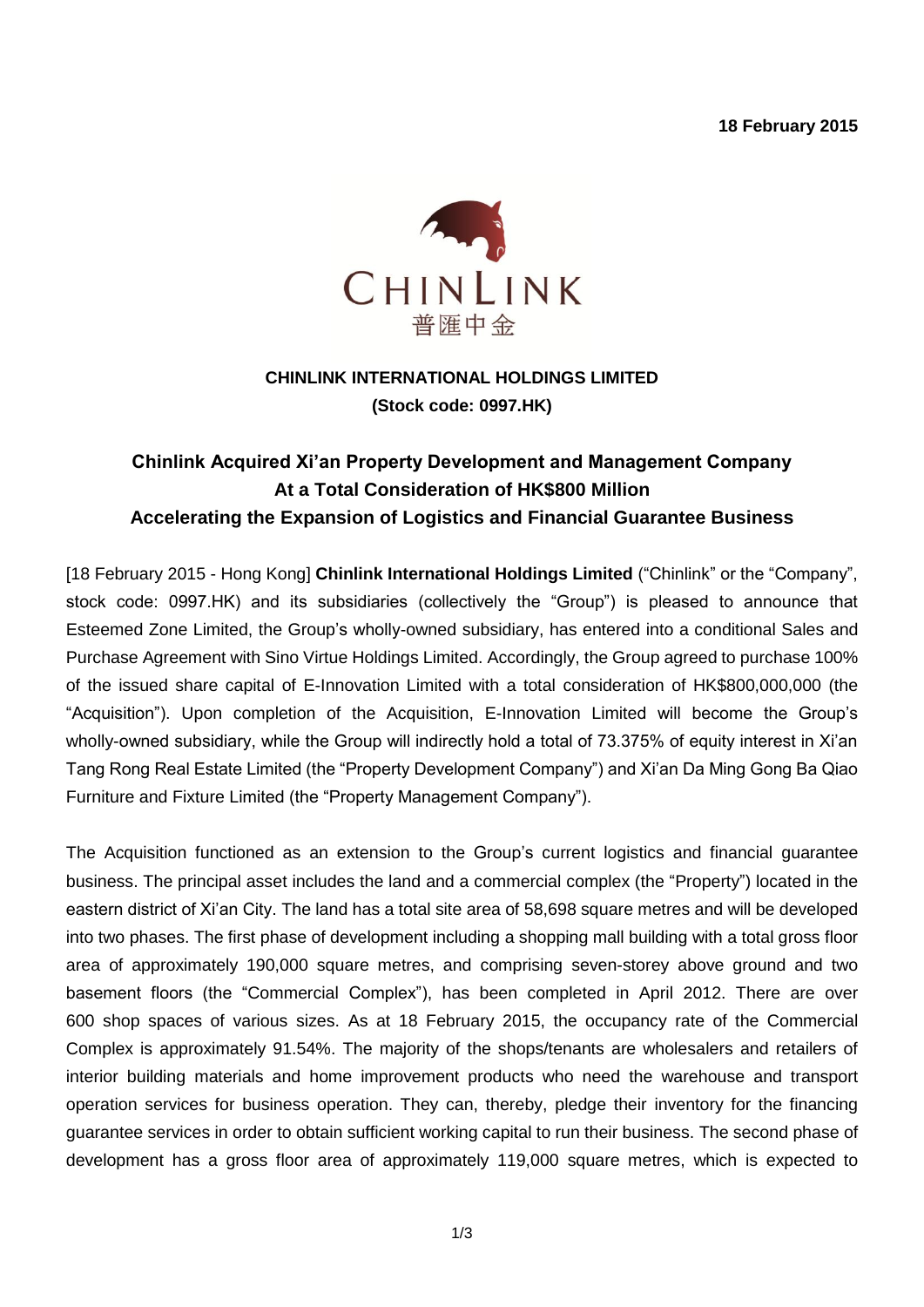18 February 2015

CHINLINK
普匯中金

**CHINLINK INTERNATIONAL HOLDINGS LIMITED**
**(Stock code: 0997.HK)**

## Chinlink Acquired Xi'an Property Development and Management Company At a Total Consideration of HK$800 Million Accelerating the Expansion of Logistics and Financial Guarantee Business

[18 February 2015 - Hong Kong] **Chinlink International Holdings Limited** ("Chinlink" or the "Company", stock code: 0997.HK) and its subsidiaries (collectively the "Group") is pleased to announce that Esteemed Zone Limited, the Group's wholly-owned subsidiary, has entered into a conditional Sales and Purchase Agreement with Sino Virtue Holdings Limited. Accordingly, the Group agreed to purchase 100% of the issued share capital of E-Innovation Limited with a total consideration of HK$800,000,000 (the "Acquisition"). Upon completion of the Acquisition, E-Innovation Limited will become the Group's wholly-owned subsidiary, while the Group will indirectly hold a total of 73.375% of equity interest in Xi'an Tang Rong Real Estate Limited (the "Property Development Company") and Xi'an Da Ming Gong Ba Qiao Furniture and Fixture Limited (the "Property Management Company").

The Acquisition functioned as an extension to the Group's current logistics and financial guarantee business. The principal asset includes the land and a commercial complex (the "Property") located in the eastern district of Xi'an City. The land has a total site area of 58,698 square metres and will be developed into two phases. The first phase of development including a shopping mall building with a total gross floor area of approximately 190,000 square metres, and comprising seven-storey above ground and two basement floors (the "Commercial Complex"), has been completed in April 2012. There are over 600 shop spaces of various sizes. As at 18 February 2015, the occupancy rate of the Commercial Complex is approximately 91.54%. The majority of the shops/tenants are wholesalers and retailers of interior building materials and home improvement products who need the warehouse and transport operation services for business operation. They can, thereby, pledge their inventory for the financing guarantee services in order to obtain sufficient working capital to run their business. The second phase of development has a gross floor area of approximately 119,000 square metres, which is expected to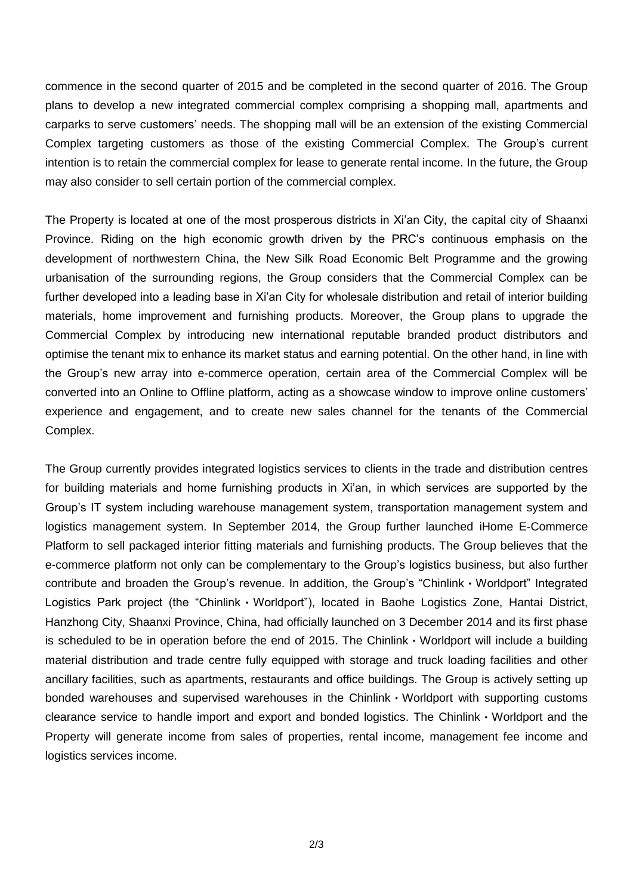commence in the second quarter of 2015 and be completed in the second quarter of 2016. The Group plans to develop a new integrated commercial complex comprising a shopping mall, apartments and carparks to serve customers' needs. The shopping mall will be an extension of the existing Commercial Complex targeting customers as those of the existing Commercial Complex. The Group's current intention is to retain the commercial complex for lease to generate rental income. In the future, the Group may also consider to sell certain portion of the commercial complex.

The Property is located at one of the most prosperous districts in Xi'an City, the capital city of Shaanxi Province. Riding on the high economic growth driven by the PRC's continuous emphasis on the development of northwestern China, the New Silk Road Economic Belt Programme and the growing urbanisation of the surrounding regions, the Group considers that the Commercial Complex can be further developed into a leading base in Xi'an City for wholesale distribution and retail of interior building materials, home improvement and furnishing products. Moreover, the Group plans to upgrade the Commercial Complex by introducing new international reputable branded product distributors and optimise the tenant mix to enhance its market status and earning potential. On the other hand, in line with the Group's new array into e-commerce operation, certain area of the Commercial Complex will be converted into an Online to Offline platform, acting as a showcase window to improve online customers' experience and engagement, and to create new sales channel for the tenants of the Commercial Complex.

The Group currently provides integrated logistics services to clients in the trade and distribution centres for building materials and home furnishing products in Xi'an, in which services are supported by the Group's IT system including warehouse management system, transportation management system and logistics management system. In September 2014, the Group further launched iHome E-Commerce Platform to sell packaged interior fitting materials and furnishing products. The Group believes that the e-commerce platform not only can be complementary to the Group's logistics business, but also further contribute and broaden the Group's revenue. In addition, the Group's "Chinlink · Worldport" Integrated Logistics Park project (the "Chinlink · Worldport"), located in Baohe Logistics Zone, Hantai District, Hanzhong City, Shaanxi Province, China, had officially launched on 3 December 2014 and its first phase is scheduled to be in operation before the end of 2015. The Chinlink · Worldport will include a building material distribution and trade centre fully equipped with storage and truck loading facilities and other ancillary facilities, such as apartments, restaurants and office buildings. The Group is actively setting up bonded warehouses and supervised warehouses in the Chinlink · Worldport with supporting customs clearance service to handle import and export and bonded logistics. The Chinlink · Worldport and the Property will generate income from sales of properties, rental income, management fee income and logistics services income.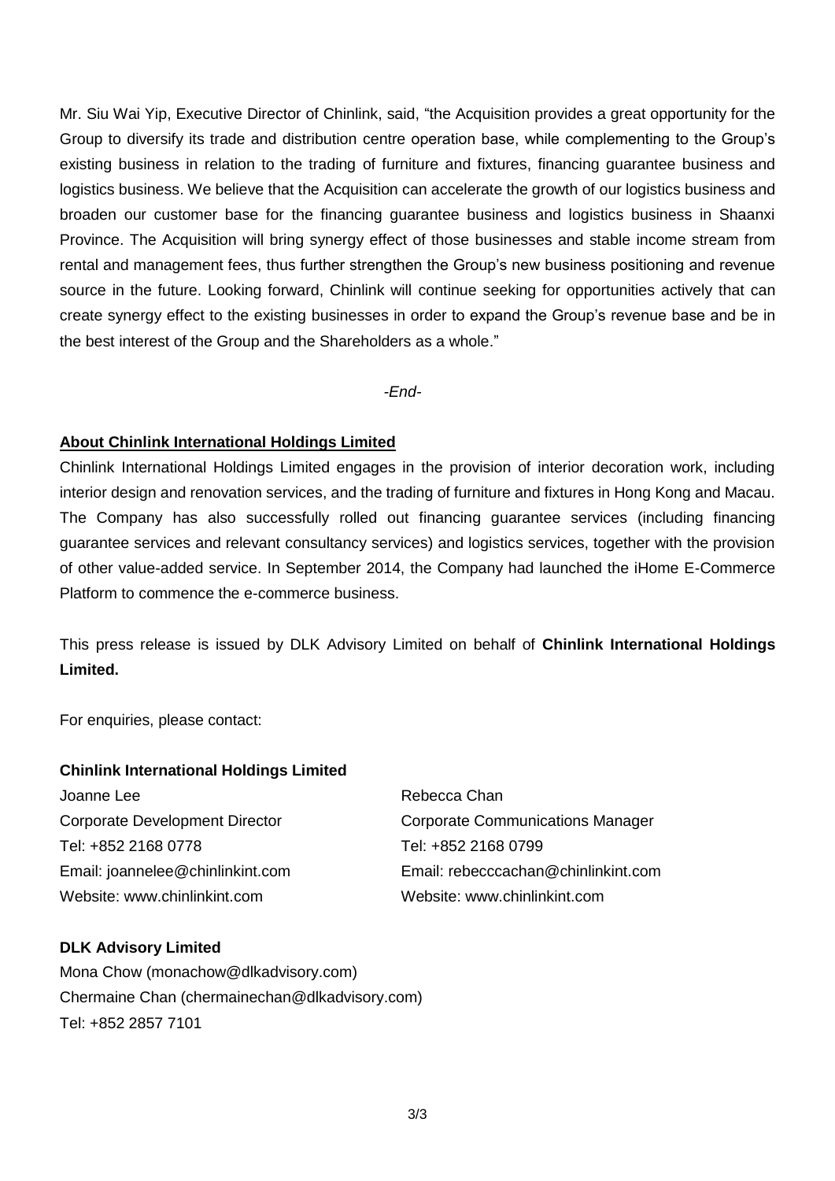Mr. Siu Wai Yip, Executive Director of Chinlink, said, "the Acquisition provides a great opportunity for the Group to diversify its trade and distribution centre operation base, while complementing to the Group's existing business in relation to the trading of furniture and fixtures, financing guarantee business and logistics business. We believe that the Acquisition can accelerate the growth of our logistics business and broaden our customer base for the financing guarantee business and logistics business in Shaanxi Province. The Acquisition will bring synergy effect of those businesses and stable income stream from rental and management fees, thus further strengthen the Group's new business positioning and revenue source in the future. Looking forward, Chinlink will continue seeking for opportunities actively that can create synergy effect to the existing businesses in order to expand the Group's revenue base and be in the best interest of the Group and the Shareholders as a whole."

*-End-*

**About Chinlink International Holdings Limited**

Chinlink International Holdings Limited engages in the provision of interior decoration work, including interior design and renovation services, and the trading of furniture and fixtures in Hong Kong and Macau. The Company has also successfully rolled out financing guarantee services (including financing guarantee services and relevant consultancy services) and logistics services, together with the provision of other value-added service. In September 2014, the Company had launched the iHome E-Commerce Platform to commence the e-commerce business.

This press release is issued by DLK Advisory Limited on behalf of **Chinlink International Holdings Limited.**

For enquiries, please contact:

**Chinlink International Holdings Limited**

Joanne Lee
Corporate Development Director
Tel: +852 2168 0778
Email: joannelee@chinlinkint.com
Website: www.chinlinkint.com

Rebecca Chan
Corporate Communications Manager
Tel: +852 2168 0799
Email: rebecccachan@chinlinkint.com
Website: www.chinlinkint.com

**DLK Advisory Limited**

Mona Chow (monachow@dlkadvisory.com)
Chermaine Chan (chermainechan@dlkadvisory.com)
Tel: +852 2857 7101